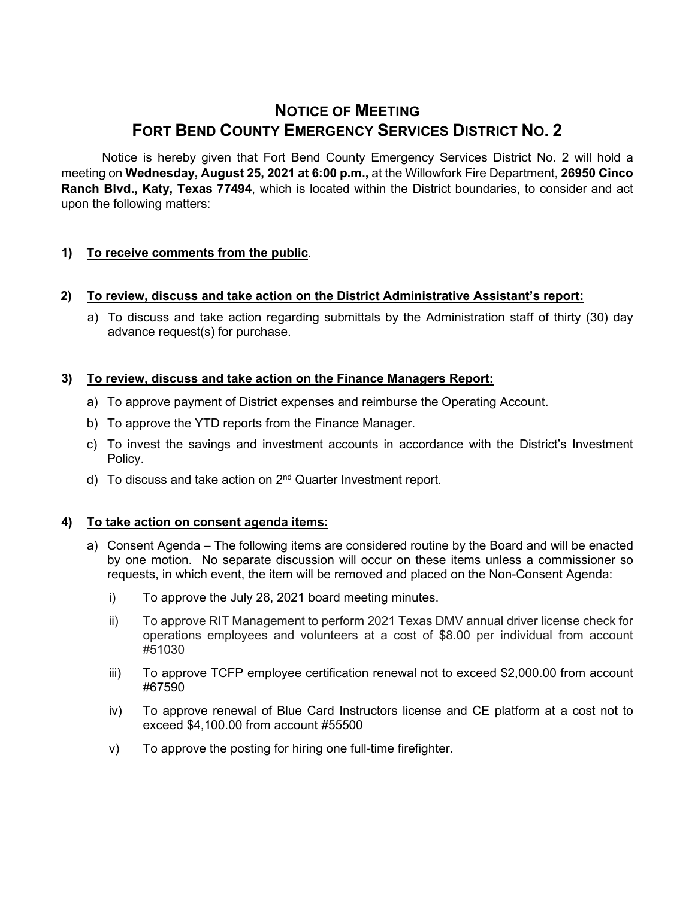# NOTICE OF MEETING
# FORT BEND COUNTY EMERGENCY SERVICES DISTRICT NO. 2

Notice is hereby given that Fort Bend County Emergency Services District No. 2 will hold a meeting on **Wednesday, August 25, 2021 at 6:00 p.m.,** at the Willowfork Fire Department, **26950 Cinco Ranch Blvd., Katy, Texas 77494**, which is located within the District boundaries, to consider and act upon the following matters:

**1) <u>To receive comments from the public</u>.**

**2) <u>To review, discuss and take action on the District Administrative Assistant's report:</u>**

a) To discuss and take action regarding submittals by the Administration staff of thirty (30) day advance request(s) for purchase.

**3) <u>To review, discuss and take action on the Finance Managers Report:</u>**

a) To approve payment of District expenses and reimburse the Operating Account.

b) To approve the YTD reports from the Finance Manager.

c) To invest the savings and investment accounts in accordance with the District's Investment Policy.

d) To discuss and take action on 2nd Quarter Investment report.

**4) <u>To take action on consent agenda items:</u>**

a) Consent Agenda – The following items are considered routine by the Board and will be enacted by one motion. No separate discussion will occur on these items unless a commissioner so requests, in which event, the item will be removed and placed on the Non-Consent Agenda:

i) To approve the July 28, 2021 board meeting minutes.

ii) To approve RIT Management to perform 2021 Texas DMV annual driver license check for operations employees and volunteers at a cost of $8.00 per individual from account #51030

iii) To approve TCFP employee certification renewal not to exceed $2,000.00 from account #67590

iv) To approve renewal of Blue Card Instructors license and CE platform at a cost not to exceed $4,100.00 from account #55500

v) To approve the posting for hiring one full-time firefighter.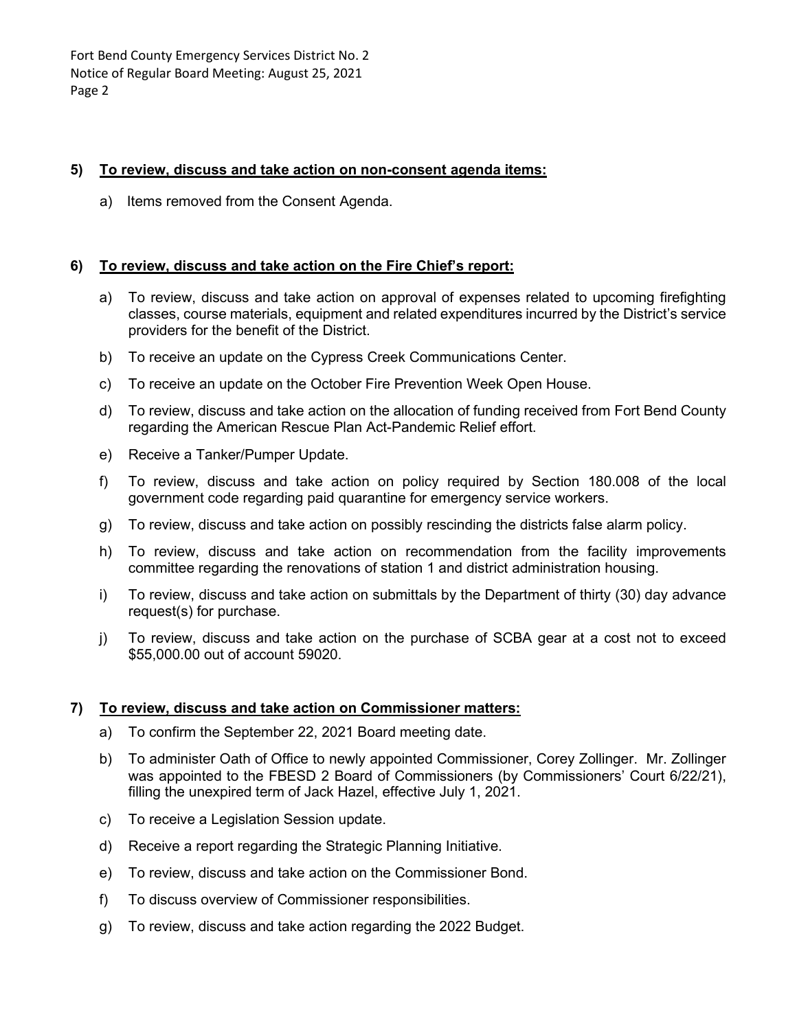**5) <u>To review, discuss and take action on non-consent agenda items:</u>**

a) Items removed from the Consent Agenda.

**6) <u>To review, discuss and take action on the Fire Chief's report:</u>**

a) To review, discuss and take action on approval of expenses related to upcoming firefighting classes, course materials, equipment and related expenditures incurred by the District's service providers for the benefit of the District.

b) To receive an update on the Cypress Creek Communications Center.

c) To receive an update on the October Fire Prevention Week Open House.

d) To review, discuss and take action on the allocation of funding received from Fort Bend County regarding the American Rescue Plan Act-Pandemic Relief effort.

e) Receive a Tanker/Pumper Update.

f) To review, discuss and take action on policy required by Section 180.008 of the local government code regarding paid quarantine for emergency service workers.

g) To review, discuss and take action on possibly rescinding the districts false alarm policy.

h) To review, discuss and take action on recommendation from the facility improvements committee regarding the renovations of station 1 and district administration housing.

i) To review, discuss and take action on submittals by the Department of thirty (30) day advance request(s) for purchase.

j) To review, discuss and take action on the purchase of SCBA gear at a cost not to exceed $55,000.00 out of account 59020.

**7) <u>To review, discuss and take action on Commissioner matters:</u>**

a) To confirm the September 22, 2021 Board meeting date.

b) To administer Oath of Office to newly appointed Commissioner, Corey Zollinger. Mr. Zollinger was appointed to the FBESD 2 Board of Commissioners (by Commissioners' Court 6/22/21), filling the unexpired term of Jack Hazel, effective July 1, 2021.

c) To receive a Legislation Session update.

d) Receive a report regarding the Strategic Planning Initiative.

e) To review, discuss and take action on the Commissioner Bond.

f) To discuss overview of Commissioner responsibilities.

g) To review, discuss and take action regarding the 2022 Budget.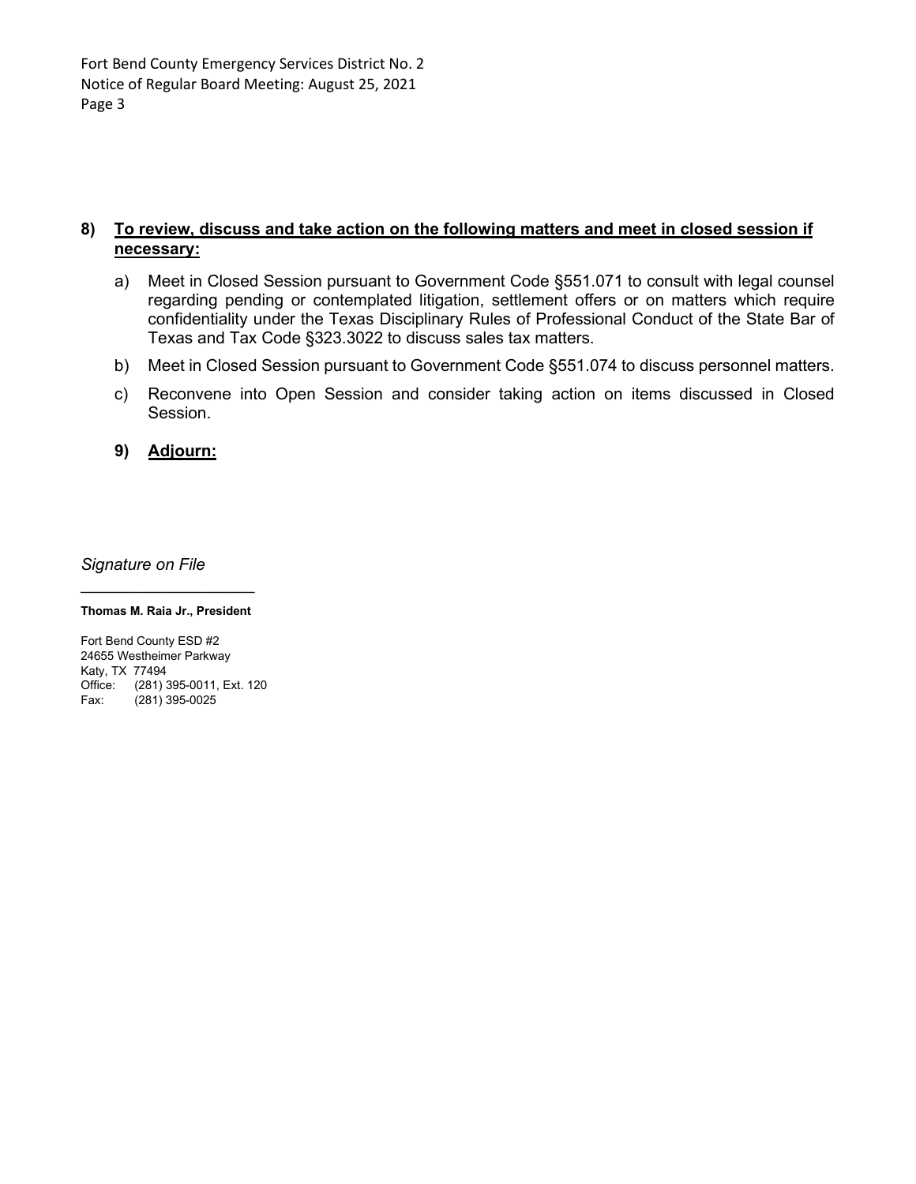**8) <u>To review, discuss and take action on the following matters and meet in closed session if necessary:</u>**

a) Meet in Closed Session pursuant to Government Code §551.071 to consult with legal counsel regarding pending or contemplated litigation, settlement offers or on matters which require confidentiality under the Texas Disciplinary Rules of Professional Conduct of the State Bar of Texas and Tax Code §323.3022 to discuss sales tax matters.

b) Meet in Closed Session pursuant to Government Code §551.074 to discuss personnel matters.

c) Reconvene into Open Session and consider taking action on items discussed in Closed Session.

**9) <u>Adjourn:</u>**

*Signature on File*

**Thomas M. Raia Jr., President**

Fort Bend County ESD #2
24655 Westheimer Parkway
Katy, TX 77494
Office: (281) 395-0011, Ext. 120
Fax: (281) 395-0025